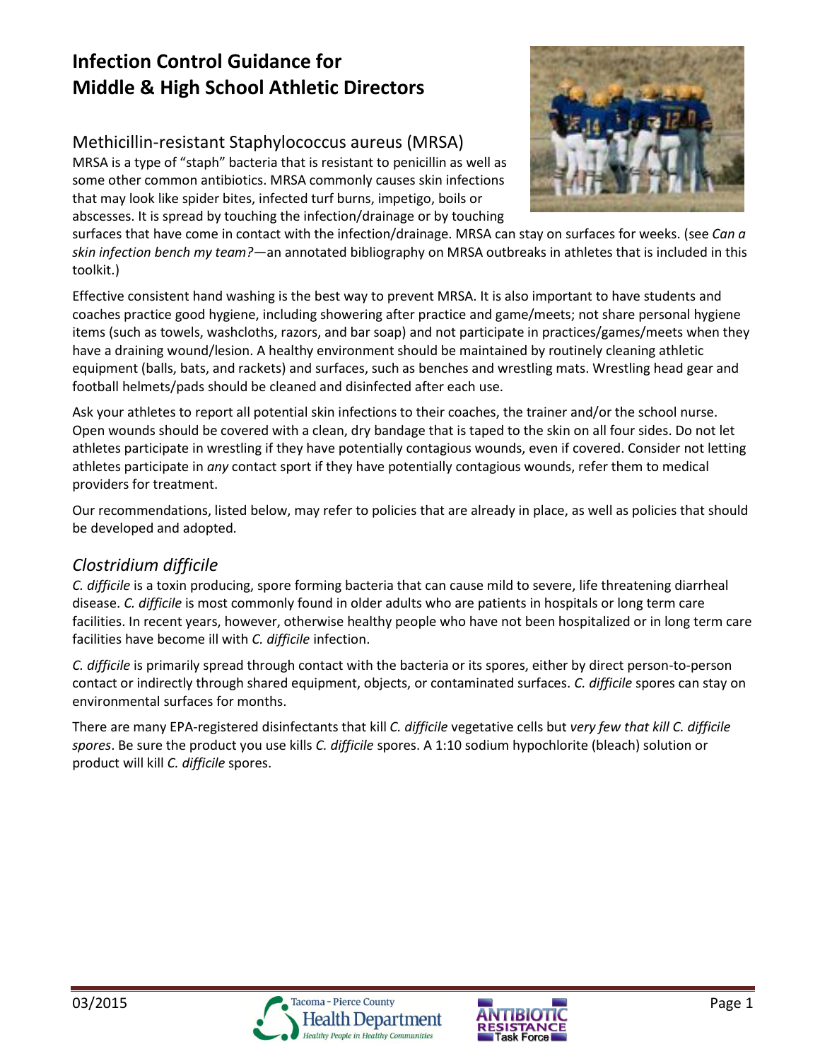# Infection Control Guidance for Middle & High School Athletic Directors

## Methicillin-resistant Staphylococcus aureus (MRSA)

MRSA is a type of "staph" bacteria that is resistant to penicillin as well as some other common antibiotics. MRSA commonly causes skin infections that may look like spider bites, infected turf burns, impetigo, boils or abscesses. It is spread by touching the infection/drainage or by touching surfaces that have come in contact with the infection/drainage. MRSA can stay on surfaces for weeks. (see *Can a skin infection bench my team?*—an annotated bibliography on MRSA outbreaks in athletes that is included in this toolkit.)

Effective consistent hand washing is the best way to prevent MRSA. It is also important to have students and coaches practice good hygiene, including showering after practice and game/meets; not share personal hygiene items (such as towels, washcloths, razors, and bar soap) and not participate in practices/games/meets when they have a draining wound/lesion. A healthy environment should be maintained by routinely cleaning athletic equipment (balls, bats, and rackets) and surfaces, such as benches and wrestling mats. Wrestling head gear and football helmets/pads should be cleaned and disinfected after each use.

Ask your athletes to report all potential skin infections to their coaches, the trainer and/or the school nurse. Open wounds should be covered with a clean, dry bandage that is taped to the skin on all four sides. Do not let athletes participate in wrestling if they have potentially contagious wounds, even if covered. Consider not letting athletes participate in *any* contact sport if they have potentially contagious wounds, refer them to medical providers for treatment.

Our recommendations, listed below, may refer to policies that are already in place, as well as policies that should be developed and adopted.

## *Clostridium difficile*

*C. difficile* is a toxin producing, spore forming bacteria that can cause mild to severe, life threatening diarrheal disease. *C. difficile* is most commonly found in older adults who are patients in hospitals or long term care facilities. In recent years, however, otherwise healthy people who have not been hospitalized or in long term care facilities have become ill with *C. difficile* infection.

*C. difficile* is primarily spread through contact with the bacteria or its spores, either by direct person-to-person contact or indirectly through shared equipment, objects, or contaminated surfaces. *C. difficile* spores can stay on environmental surfaces for months.

There are many EPA-registered disinfectants that kill *C. difficile* vegetative cells but *very few that kill C. difficile spores*. Be sure the product you use kills *C. difficile* spores. A 1:10 sodium hypochlorite (bleach) solution or product will kill *C. difficile* spores.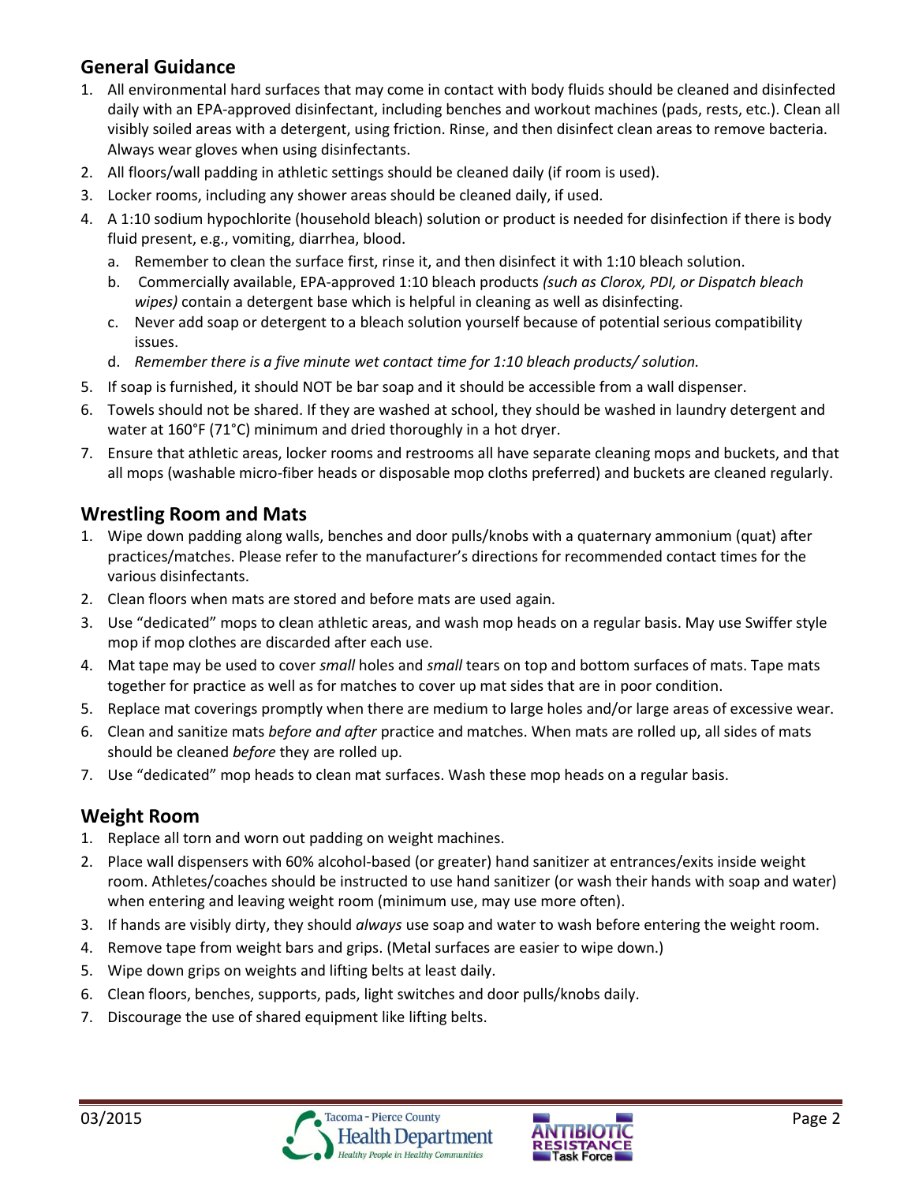## General Guidance

1. All environmental hard surfaces that may come in contact with body fluids should be cleaned and disinfected daily with an EPA-approved disinfectant, including benches and workout machines (pads, rests, etc.). Clean all visibly soiled areas with a detergent, using friction. Rinse, and then disinfect clean areas to remove bacteria. Always wear gloves when using disinfectants.
2. All floors/wall padding in athletic settings should be cleaned daily (if room is used).
3. Locker rooms, including any shower areas should be cleaned daily, if used.
4. A 1:10 sodium hypochlorite (household bleach) solution or product is needed for disinfection if there is body fluid present, e.g., vomiting, diarrhea, blood.
   a. Remember to clean the surface first, rinse it, and then disinfect it with 1:10 bleach solution.
   b. Commercially available, EPA-approved 1:10 bleach products *(such as Clorox, PDI, or Dispatch bleach wipes)* contain a detergent base which is helpful in cleaning as well as disinfecting.
   c. Never add soap or detergent to a bleach solution yourself because of potential serious compatibility issues.
   d. *Remember there is a five minute wet contact time for 1:10 bleach products/ solution.*
5. If soap is furnished, it should NOT be bar soap and it should be accessible from a wall dispenser.
6. Towels should not be shared. If they are washed at school, they should be washed in laundry detergent and water at 160°F (71°C) minimum and dried thoroughly in a hot dryer.
7. Ensure that athletic areas, locker rooms and restrooms all have separate cleaning mops and buckets, and that all mops (washable micro-fiber heads or disposable mop cloths preferred) and buckets are cleaned regularly.

## Wrestling Room and Mats

1. Wipe down padding along walls, benches and door pulls/knobs with a quaternary ammonium (quat) after practices/matches. Please refer to the manufacturer's directions for recommended contact times for the various disinfectants.
2. Clean floors when mats are stored and before mats are used again.
3. Use "dedicated" mops to clean athletic areas, and wash mop heads on a regular basis. May use Swiffer style mop if mop clothes are discarded after each use.
4. Mat tape may be used to cover *small* holes and *small* tears on top and bottom surfaces of mats. Tape mats together for practice as well as for matches to cover up mat sides that are in poor condition.
5. Replace mat coverings promptly when there are medium to large holes and/or large areas of excessive wear.
6. Clean and sanitize mats *before and after* practice and matches. When mats are rolled up, all sides of mats should be cleaned *before* they are rolled up.
7. Use "dedicated" mop heads to clean mat surfaces. Wash these mop heads on a regular basis.

## Weight Room

1. Replace all torn and worn out padding on weight machines.
2. Place wall dispensers with 60% alcohol-based (or greater) hand sanitizer at entrances/exits inside weight room. Athletes/coaches should be instructed to use hand sanitizer (or wash their hands with soap and water) when entering and leaving weight room (minimum use, may use more often).
3. If hands are visibly dirty, they should *always* use soap and water to wash before entering the weight room.
4. Remove tape from weight bars and grips. (Metal surfaces are easier to wipe down.)
5. Wipe down grips on weights and lifting belts at least daily.
6. Clean floors, benches, supports, pads, light switches and door pulls/knobs daily.
7. Discourage the use of shared equipment like lifting belts.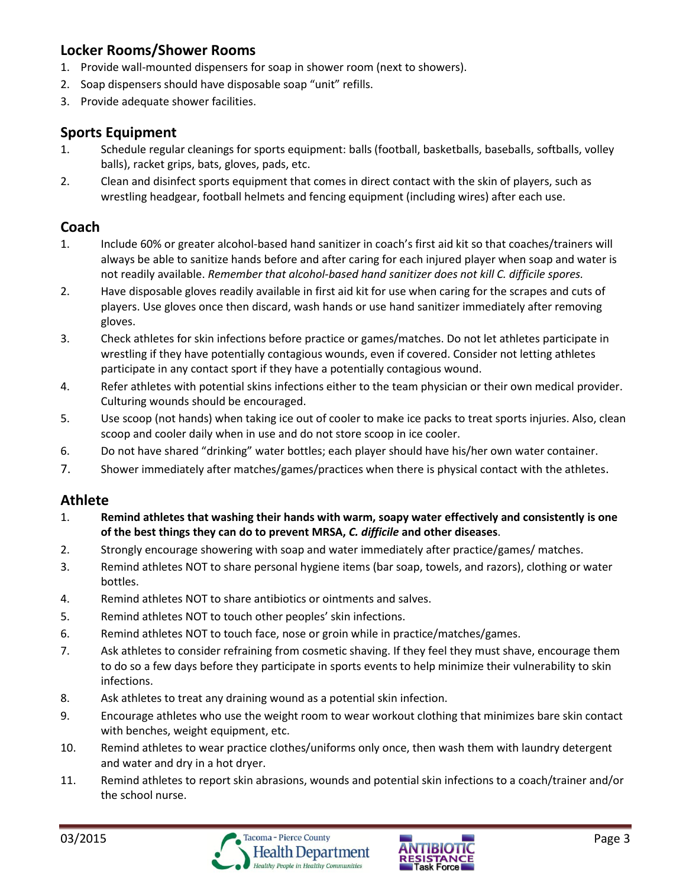## Locker Rooms/Shower Rooms

1. Provide wall-mounted dispensers for soap in shower room (next to showers).
2. Soap dispensers should have disposable soap "unit" refills.
3. Provide adequate shower facilities.

## Sports Equipment

1. Schedule regular cleanings for sports equipment: balls (football, basketballs, baseballs, softballs, volley balls), racket grips, bats, gloves, pads, etc.
2. Clean and disinfect sports equipment that comes in direct contact with the skin of players, such as wrestling headgear, football helmets and fencing equipment (including wires) after each use.

## Coach

1. Include 60% or greater alcohol-based hand sanitizer in coach's first aid kit so that coaches/trainers will always be able to sanitize hands before and after caring for each injured player when soap and water is not readily available. *Remember that alcohol-based hand sanitizer does not kill C. difficile spores.*
2. Have disposable gloves readily available in first aid kit for use when caring for the scrapes and cuts of players. Use gloves once then discard, wash hands or use hand sanitizer immediately after removing gloves.
3. Check athletes for skin infections before practice or games/matches. Do not let athletes participate in wrestling if they have potentially contagious wounds, even if covered. Consider not letting athletes participate in any contact sport if they have a potentially contagious wound.
4. Refer athletes with potential skins infections either to the team physician or their own medical provider. Culturing wounds should be encouraged.
5. Use scoop (not hands) when taking ice out of cooler to make ice packs to treat sports injuries. Also, clean scoop and cooler daily when in use and do not store scoop in ice cooler.
6. Do not have shared "drinking" water bottles; each player should have his/her own water container.
7. Shower immediately after matches/games/practices when there is physical contact with the athletes.

## Athlete

1. **Remind athletes that washing their hands with warm, soapy water effectively and consistently is one of the best things they can do to prevent MRSA, *C. difficile* and other diseases**.
2. Strongly encourage showering with soap and water immediately after practice/games/ matches.
3. Remind athletes NOT to share personal hygiene items (bar soap, towels, and razors), clothing or water bottles.
4. Remind athletes NOT to share antibiotics or ointments and salves.
5. Remind athletes NOT to touch other peoples' skin infections.
6. Remind athletes NOT to touch face, nose or groin while in practice/matches/games.
7. Ask athletes to consider refraining from cosmetic shaving. If they feel they must shave, encourage them to do so a few days before they participate in sports events to help minimize their vulnerability to skin infections.
8. Ask athletes to treat any draining wound as a potential skin infection.
9. Encourage athletes who use the weight room to wear workout clothing that minimizes bare skin contact with benches, weight equipment, etc.
10. Remind athletes to wear practice clothes/uniforms only once, then wash them with laundry detergent and water and dry in a hot dryer.
11. Remind athletes to report skin abrasions, wounds and potential skin infections to a coach/trainer and/or the school nurse.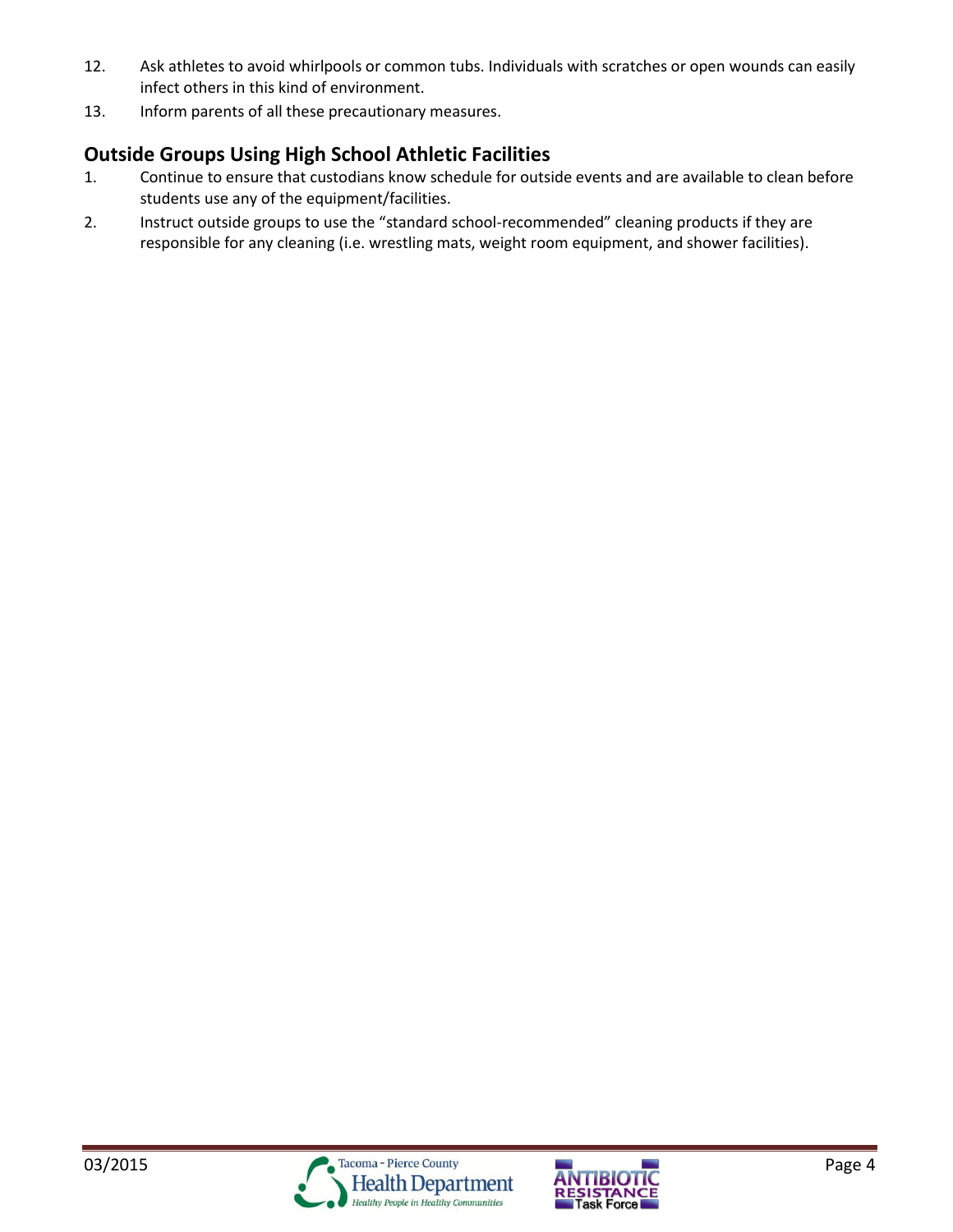12. Ask athletes to avoid whirlpools or common tubs. Individuals with scratches or open wounds can easily infect others in this kind of environment.
13. Inform parents of all these precautionary measures.

## Outside Groups Using High School Athletic Facilities

1. Continue to ensure that custodians know schedule for outside events and are available to clean before students use any of the equipment/facilities.
2. Instruct outside groups to use the "standard school-recommended" cleaning products if they are responsible for any cleaning (i.e. wrestling mats, weight room equipment, and shower facilities).